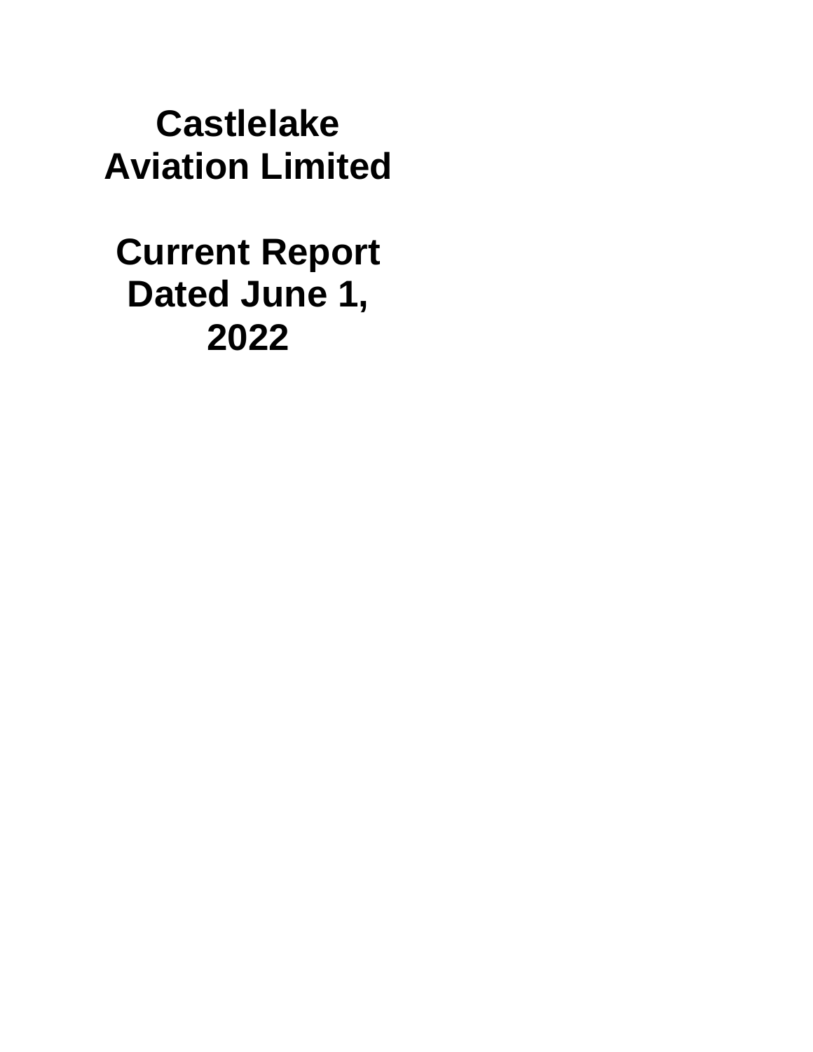# Castlelake Aviation Limited

# Current Report Dated June 1, 2022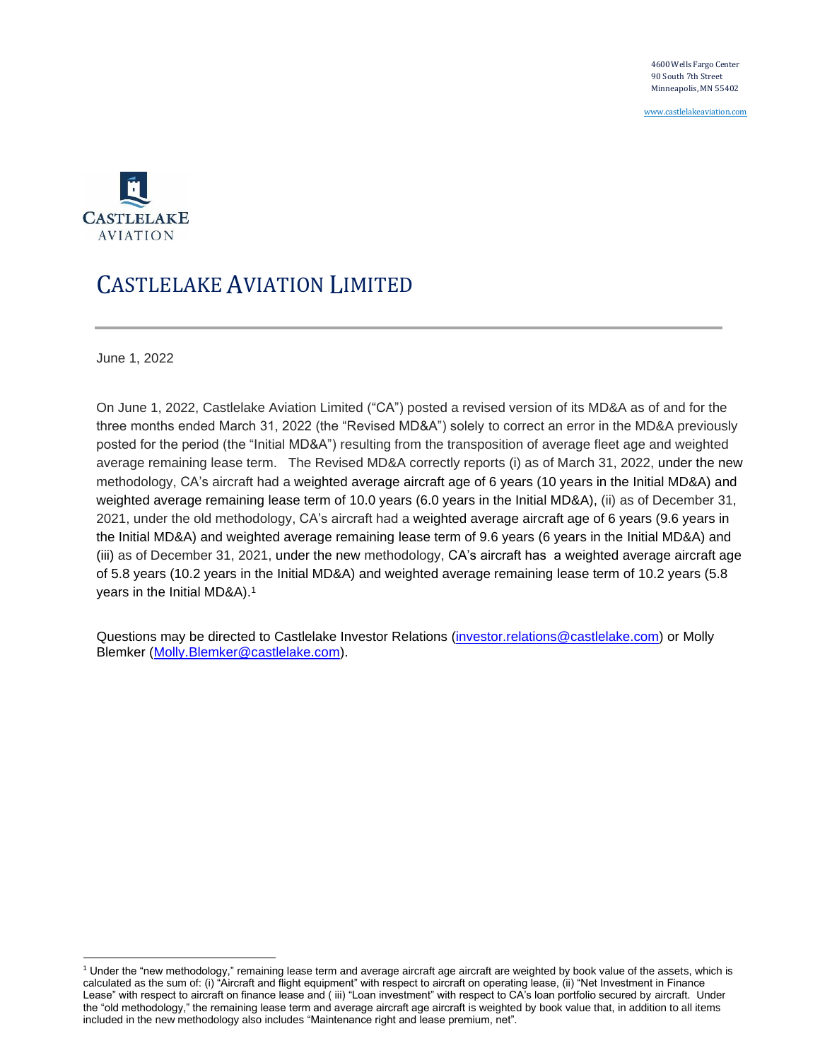4600 Wells Fargo Center
90 South 7th Street
Minneapolis, MN 55402

www.castlelakeaviation.com

CASTLELAKE
AVIATION

# CASTLELAKE AVIATION LIMITED

June 1, 2022

On June 1, 2022, Castlelake Aviation Limited ("CA") posted a revised version of its MD&A as of and for the three months ended March 31, 2022 (the "Revised MD&A") solely to correct an error in the MD&A previously posted for the period (the "Initial MD&A") resulting from the transposition of average fleet age and weighted average remaining lease term. The Revised MD&A correctly reports (i) as of March 31, 2022, under the new methodology, CA's aircraft had a weighted average aircraft age of 6 years (10 years in the Initial MD&A) and weighted average remaining lease term of 10.0 years (6.0 years in the Initial MD&A), (ii) as of December 31, 2021, under the old methodology, CA's aircraft had a weighted average aircraft age of 6 years (9.6 years in the Initial MD&A) and weighted average remaining lease term of 9.6 years (6 years in the Initial MD&A) and (iii) as of December 31, 2021, under the new methodology, CA's aircraft has a weighted average aircraft age of 5.8 years (10.2 years in the Initial MD&A) and weighted average remaining lease term of 10.2 years (5.8 years in the Initial MD&A).[1]

Questions may be directed to Castlelake Investor Relations (investor.relations@castlelake.com) or Molly Blemker (Molly.Blemker@castlelake.com).

[1] Under the "new methodology," remaining lease term and average aircraft age aircraft are weighted by book value of the assets, which is calculated as the sum of: (i) "Aircraft and flight equipment" with respect to aircraft on operating lease, (ii) "Net Investment in Finance Lease" with respect to aircraft on finance lease and ( iii) "Loan investment" with respect to CA's loan portfolio secured by aircraft. Under the "old methodology," the remaining lease term and average aircraft age aircraft is weighted by book value that, in addition to all items included in the new methodology also includes "Maintenance right and lease premium, net".